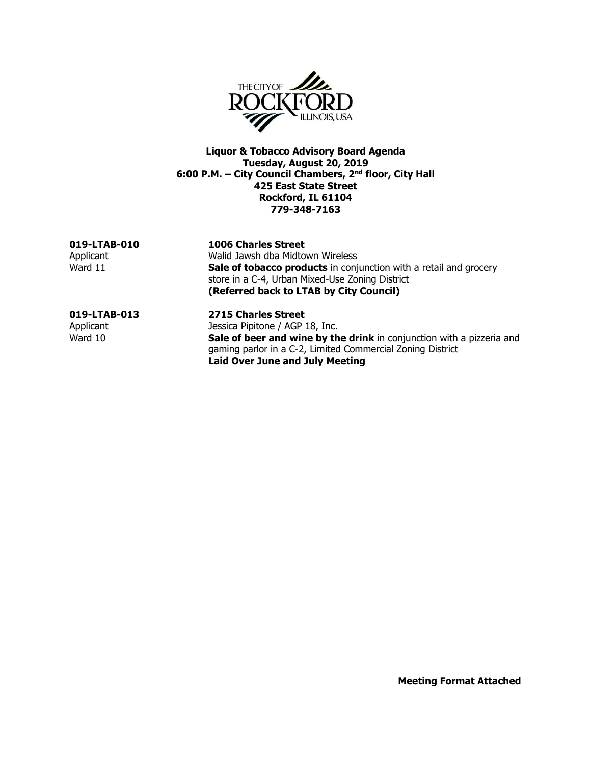**Liquor & Tobacco Advisory Board Agenda**
**Tuesday, August 20, 2019**
**6:00 P.M. – City Council Chambers, 2nd floor, City Hall**
**425 East State Street**
**Rockford, IL 61104**
**779-348-7163**

**019-LTAB-010** — **1006 Charles Street**

Applicant: Walid Jawsh dba Midtown Wireless

Ward 11: **Sale of tobacco products** in conjunction with a retail and grocery store in a C-4, Urban Mixed-Use Zoning District
**(Referred back to LTAB by City Council)**

**019-LTAB-013** — **2715 Charles Street**

Applicant: Jessica Pipitone / AGP 18, Inc.

Ward 10: **Sale of beer and wine by the drink** in conjunction with a pizzeria and gaming parlor in a C-2, Limited Commercial Zoning District
**Laid Over June and July Meeting**

**Meeting Format Attached**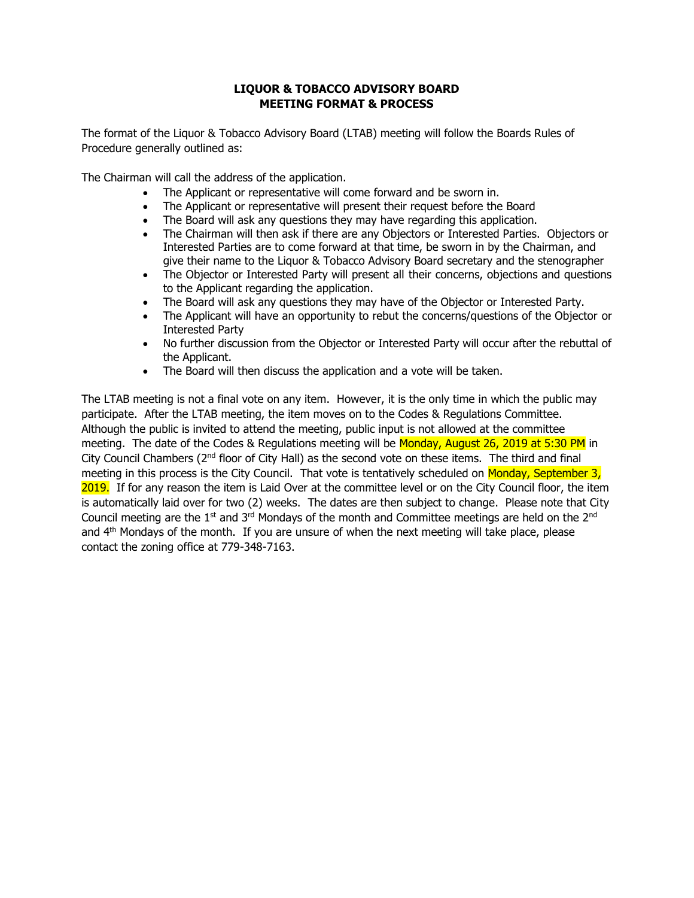# LIQUOR & TOBACCO ADVISORY BOARD
## MEETING FORMAT & PROCESS

The format of the Liquor & Tobacco Advisory Board (LTAB) meeting will follow the Boards Rules of Procedure generally outlined as:

The Chairman will call the address of the application.

- The Applicant or representative will come forward and be sworn in.
- The Applicant or representative will present their request before the Board
- The Board will ask any questions they may have regarding this application.
- The Chairman will then ask if there are any Objectors or Interested Parties. Objectors or Interested Parties are to come forward at that time, be sworn in by the Chairman, and give their name to the Liquor & Tobacco Advisory Board secretary and the stenographer
- The Objector or Interested Party will present all their concerns, objections and questions to the Applicant regarding the application.
- The Board will ask any questions they may have of the Objector or Interested Party.
- The Applicant will have an opportunity to rebut the concerns/questions of the Objector or Interested Party
- No further discussion from the Objector or Interested Party will occur after the rebuttal of the Applicant.
- The Board will then discuss the application and a vote will be taken.

The LTAB meeting is not a final vote on any item. However, it is the only time in which the public may participate. After the LTAB meeting, the item moves on to the Codes & Regulations Committee. Although the public is invited to attend the meeting, public input is not allowed at the committee meeting. The date of the Codes & Regulations meeting will be Monday, August 26, 2019 at 5:30 PM in City Council Chambers (2nd floor of City Hall) as the second vote on these items. The third and final meeting in this process is the City Council. That vote is tentatively scheduled on Monday, September 3, 2019. If for any reason the item is Laid Over at the committee level or on the City Council floor, the item is automatically laid over for two (2) weeks. The dates are then subject to change. Please note that City Council meeting are the 1st and 3rd Mondays of the month and Committee meetings are held on the 2nd and 4th Mondays of the month. If you are unsure of when the next meeting will take place, please contact the zoning office at 779-348-7163.